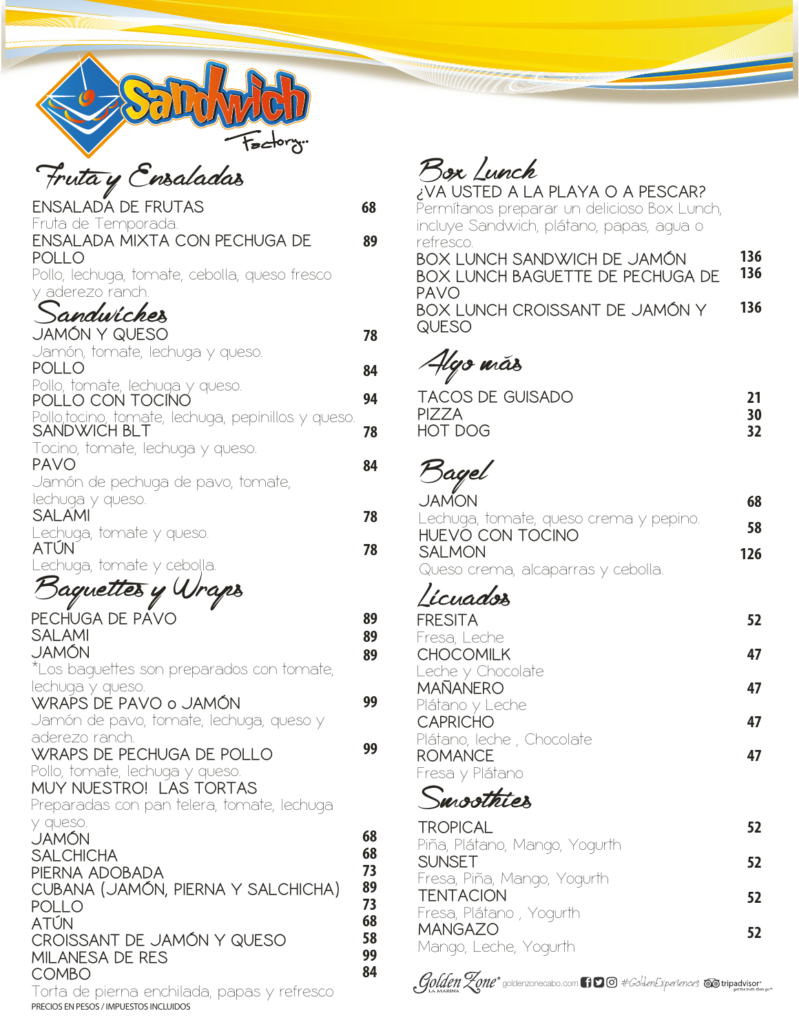# Sandwich Factory...

## Fruta y Ensaladas

**ENSALADA DE FRUTAS** — 68
Fruta de Temporada.

**ENSALADA MIXTA CON PECHUGA DE POLLO** — 89
Pollo, lechuga, tomate, cebolla, queso fresco y aderezo ranch.

## Sandwiches

**JAMÓN Y QUESO** — 78
Jamón, tomate, lechuga y queso.

**POLLO** — 84
Pollo, tomate, lechuga y queso.

**POLLO CON TOCINO** — 94
Pollo,tocino, tomate, lechuga, pepinillos y queso.

**SANDWICH BLT** — 78
Tocino, tomate, lechuga y queso.

**PAVO** — 84
Jamón de pechuga de pavo, tomate, lechuga y queso.

**SALAMI** — 78
Lechuga, tomate y queso.

**ATÚN** — 78
Lechuga, tomate y cebolla.

## Baguettes y Wraps

**PECHUGA DE PAVO** — 89

**SALAMI** — 89

**JAMÓN** — 89

*Los baguettes son preparados con tomate, lechuga y queso.

**WRAPS DE PAVO o JAMÓN** — 99
Jamón de pavo, tomate, lechuga, queso y aderezo ranch.

**WRAPS DE PECHUGA DE POLLO** — 99
Pollo, tomate, lechuga y queso.

**MUY NUESTRO! LAS TORTAS**
Preparadas con pan telera, tomate, lechuga y queso.

| | |
|---|---|
| JAMÓN | 68 |
| SALCHICHA | 68 |
| PIERNA ADOBADA | 73 |
| CUBANA (JAMÓN, PIERNA Y SALCHICHA) | 89 |
| POLLO | 73 |
| ATÚN | 68 |
| CROISSANT DE JAMÓN Y QUESO | 58 |
| MILANESA DE RES | 99 |
| COMBO | 84 |

Torta de pierna enchilada, papas y refresco

PRECIOS EN PESOS / IMPUESTOS INCLUIDOS

## Box Lunch

**¿VA USTED A LA PLAYA O A PESCAR?**
Permítanos preparar un delicioso Box Lunch, incluye Sandwich, plátano, papas, agua o refresco.

| | |
|---|---|
| BOX LUNCH SANDWICH DE JAMÓN | 136 |
| BOX LUNCH BAGUETTE DE PECHUGA DE PAVO | 136 |
| BOX LUNCH CROISSANT DE JAMÓN Y QUESO | 136 |

## Algo más

| | |
|---|---|
| TACOS DE GUISADO | 21 |
| PIZZA | 30 |
| HOT DOG | 32 |

## Bagel

**JAMON** — 68
Lechuga, tomate, queso crema y pepino.

**HUEVO CON TOCINO** — 58

**SALMON** — 126
Queso crema, alcaparras y cebolla.

## Licuados

**FRESITA** — 52
Fresa, Leche

**CHOCOMILK** — 47
Leche y Chocolate

**MAÑANERO** — 47
Plátano y Leche

**CAPRICHO** — 47
Plátano, leche , Chocolate

**ROMANCE** — 47
Fresa y Plátano

## Smoothies

**TROPICAL** — 52
Piña, Plátano, Mango, Yogurth

**SUNSET** — 52
Fresa, Piña, Mango, Yogurth

**TENTACION** — 52
Fresa, Plátano , Yogurth

**MANGAZO** — 52
Mango, Leche, Yogurth

Golden Zone® LA MARINA goldenzonecabo.com #GoldenExperiences tripadvisor®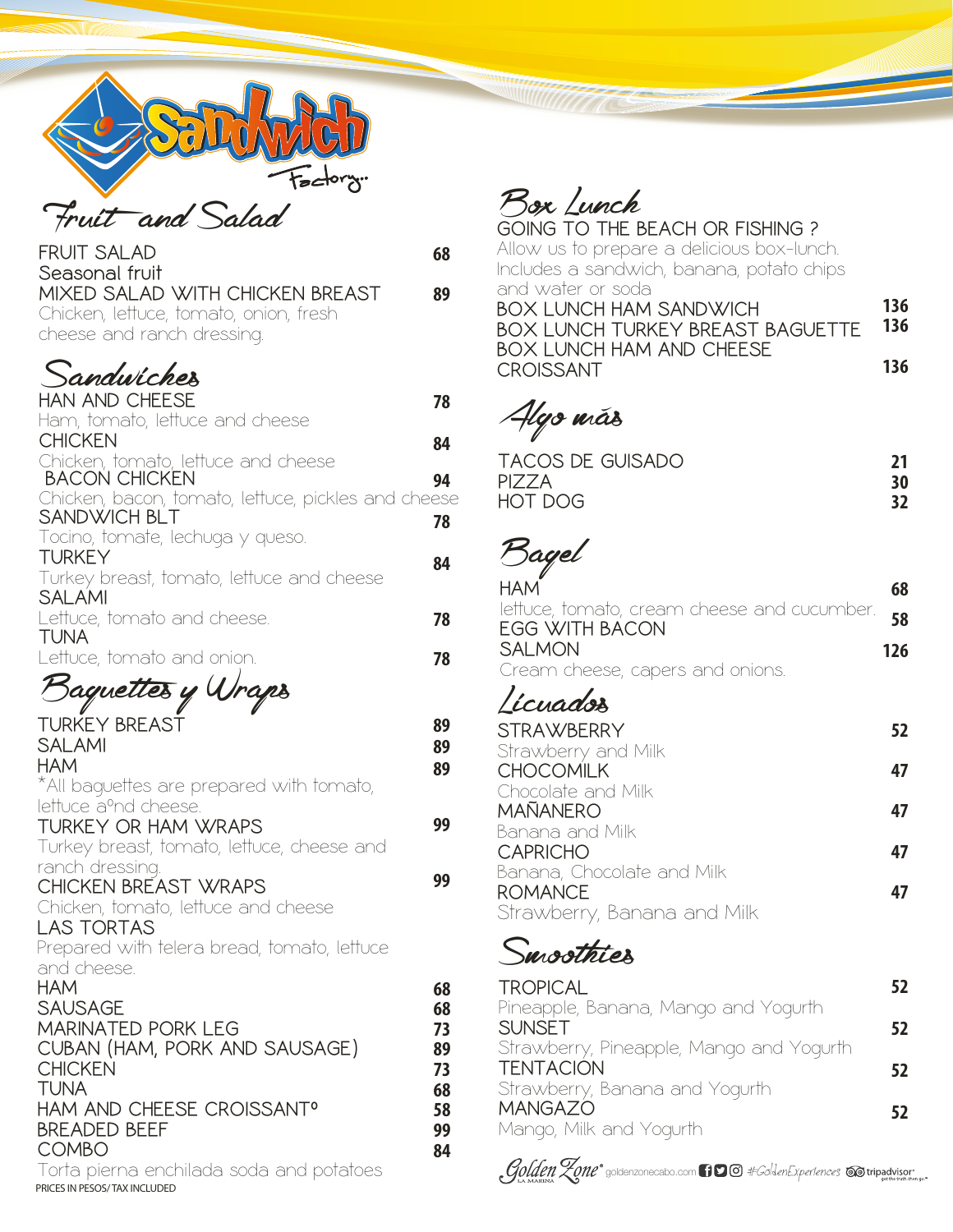# Sandwich Factory...

## Fruit and Salad

FRUIT SALAD — 68
Seasonal fruit

MIXED SALAD WITH CHICKEN BREAST — 89
Chicken, lettuce, tomato, onion, fresh cheese and ranch dressing.

## Sandwiches

HAN AND CHEESE — 78
Ham, tomato, lettuce and cheese

CHICKEN — 84
Chicken, tomato, lettuce and cheese

BACON CHICKEN — 94
Chicken, bacon, tomato, lettuce, pickles and cheese

SANDWICH BLT — 78
Tocino, tomate, lechuga y queso.

TURKEY — 84
Turkey breast, tomato, lettuce and cheese

SALAMI — 78
Lettuce, tomato and cheese.

TUNA — 78
Lettuce, tomato and onion.

## Baguettes y Wraps

TURKEY BREAST — 89
SALAMI — 89
HAM — 89
*All baguettes are prepared with tomato, lettuce aºnd cheese.

TURKEY OR HAM WRAPS — 99
Turkey breast, tomato, lettuce, cheese and ranch dressing.

CHICKEN BREAST WRAPS — 99
Chicken, tomato, lettuce and cheese

LAS TORTAS
Prepared with telera bread, tomato, lettuce and cheese.

HAM — 68
SAUSAGE — 68
MARINATED PORK LEG — 73
CUBAN (HAM, PORK AND SAUSAGE) — 89
CHICKEN — 73
TUNA — 68
HAM AND CHEESE CROISSANTº — 58
BREADED BEEF — 99
COMBO — 84
Torta pierna enchilada soda and potatoes

PRICES IN PESOS/ TAX INCLUDED

## Box Lunch

GOING TO THE BEACH OR FISHING ?
Allow us to prepare a delicious box-lunch. Includes a sandwich, banana, potato chips and water or soda

BOX LUNCH HAM SANDWICH — 136
BOX LUNCH TURKEY BREAST BAGUETTE — 136
BOX LUNCH HAM AND CHEESE CROISSANT — 136

## Algo más

TACOS DE GUISADO — 21
PIZZA — 30
HOT DOG — 32

## Bagel

HAM — 68
lettuce, tomato, cream cheese and cucumber.

EGG WITH BACON — 58

SALMON — 126
Cream cheese, capers and onions.

## Licuados

STRAWBERRY — 52
Strawberry and Milk

CHOCOMILK — 47
Chocolate and Milk

MAÑANERO — 47
Banana and Milk

CAPRICHO — 47
Banana, Chocolate and Milk

ROMANCE — 47
Strawberry, Banana and Milk

## Smoothies

TROPICAL — 52
Pineapple, Banana, Mango and Yogurth

SUNSET — 52
Strawberry, Pineapple, Mango and Yogurth

TENTACION — 52
Strawberry, Banana and Yogurth

MANGAZO — 52
Mango, Milk and Yogurth

Golden Zone® LA MARINA goldenzonecabo.com #GoldenExperiences tripadvisor®